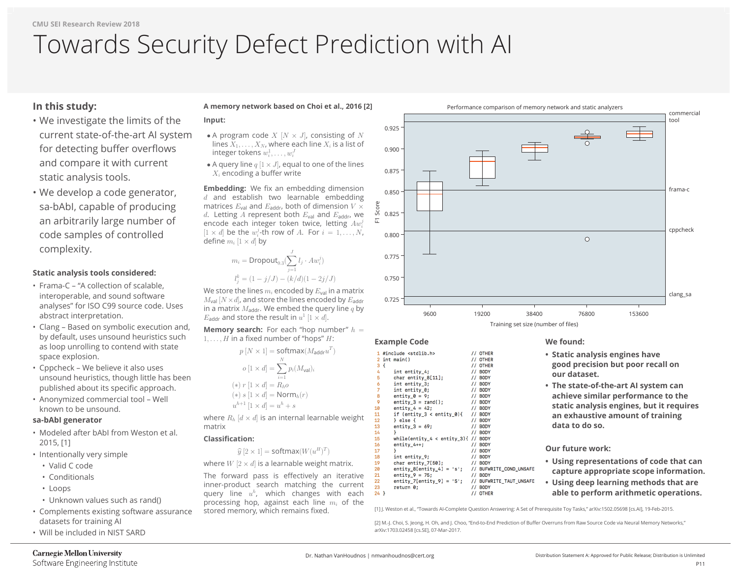CMU SEI Research Review 2018

# Towards Security Defect Prediction with AI

## In this study:

- We investigate the limits of the current state-of-the-art AI system for detecting buffer overflows and compare it with current static analysis tools.
- We develop a code generator, sa-bAbI, capable of producing an arbitrarily large number of code samples of controlled complexity.

### Static analysis tools considered:

- Frama-C – "A collection of scalable, interoperable, and sound software analyses" for ISO C99 source code. Uses abstract interpretation.
- Clang – Based on symbolic execution and, by default, uses unsound heuristics such as loop unrolling to contend with state space explosion.
- Cppcheck – We believe it also uses unsound heuristics, though little has been published about its specific approach.
- Anonymized commercial tool – Well known to be unsound.

### sa-bAbI generator

- Modeled after bAbI from Weston et al. 2015, [1]
- Intentionally very simple
  - Valid C code
  - Conditionals
  - Loops
  - Unknown values such as rand()
- Complements existing software assurance datasets for training AI
- Will be included in NIST SARD

### A memory network based on Choi et al., 2016 [2]

**Input:**

- A program code $X$ $[N \times J]$, consisting of $N$ lines $X_1, \ldots, X_N$, where each line $X_i$ is a list of integer tokens $w_i^1, \ldots, w_i^J$
- A query line $q$ $[1 \times J]$, equal to one of the lines $X_i$ encoding a buffer write

**Embedding:** We fix an embedding dimension $d$ and establish two learnable embedding matrices $E_{\text{val}}$ and $E_{\text{addr}}$, both of dimension $V \times d$. Letting $A$ represent both $E_{\text{val}}$ and $E_{\text{addr}}$, we encode each integer token twice, letting $Aw_i^j$ $[1 \times d]$ be the $w_i^j$-th row of $A$. For $i = 1, \ldots, N$, define $m_i$ $[1 \times d]$ by

$$m_i = \text{Dropout}_{0.3}\left(\sum_{j=1}^{J} l_j \cdot Aw_i^j\right)$$

$$l_j^k = (1 - j/J) - (k/d)(1 - 2j/J)$$

We store the lines $m_i$ encoded by $E_{\text{val}}$ in a matrix $M_{\text{val}}$ $[N \times d]$, and store the lines encoded by $E_{\text{addr}}$ in a matrix $M_{\text{addr}}$. We embed the query line $q$ by $E_{\text{addr}}$ and store the result in $u^1$ $[1 \times d]$.

**Memory search:** For each "hop number" $h = 1, \ldots, H$ in a fixed number of "hops" $H$:

$$p\ [N \times 1] = \text{softmax}(M_{\text{addr}} u^T)$$

$$o\ [1 \times d] = \sum_{i=1}^{N} p_i (M_{\text{val}})_i$$

$$(*)\ r\ [1 \times d] = R_h o$$

$$(*)\ s\ [1 \times d] = \text{Norm}_h(r)$$

$$u^{h+1}\ [1 \times d] = u^h + s$$

where $R_h$ $[d \times d]$ is an internal learnable weight matrix

**Classification:**

$$\hat{y}\ [2 \times 1] = \text{softmax}(W(u^H)^T)$$

where $W$ $[2 \times d]$ is a learnable weight matrix.

The forward pass is effectively an iterative inner-product search matching the current query line $u^h$, which changes with each processing hop, against each line $m_i$ of the stored memory, which remains fixed.

Performance comparison of memory network and static analyzers

(Box plot: F1 Score vs. Training set size (number of files): 9600, 19200, 38400, 76800, 153600; reference lines: commercial tool, frama-c, cppcheck, clang_sa)

### Example Code

```
1  #include <stdlib.h>                  // OTHER
2  int main()                           // OTHER
3  {                                    // OTHER
4      int entity_4;                    // BODY
5      char entity_8[11];               // BODY
6      int entity_3;                    // BODY
7      int entity_0;                    // BODY
8      entity_0 = 9;                    // BODY
9      entity_3 = rand();               // BODY
10     entity_4 = 42;                   // BODY
11     if (entity_3 < entity_0){        // BODY
12     } else {                         // BODY
13     entity_3 = 69;                   // BODY
14     }                                // BODY
15     while(entity_4 < entity_3){      // BODY
16     entity_4++;                      // BODY
17     }                                // BODY
18     int entity_9;                    // BODY
19     char entity_7[50];               // BODY
20     entity_8[entity_4] = 's';        // BUFWRITE_COND_UNSAFE
21     entity_9 = 75;                   // BODY
22     entity_7[entity_9] = 'S';        // BUFWRITE_TAUT_UNSAFE
23     return 0;                        // BODY
24 }                                    // OTHER
```

### We found:

- **Static analysis engines have good precision but poor recall on our dataset.**
- **The state-of-the-art AI system can achieve similar performance to the static analysis engines, but it requires an exhaustive amount of training data to do so.**

### Our future work:

- **Using representations of code that can capture appropriate scope information.**
- **Using deep learning methods that are able to perform arithmetic operations.**

[1] J. Weston et al., "Towards AI-Complete Question Answering: A Set of Prerequisite Toy Tasks," arXiv:1502.05698 [cs.AI], 19-Feb-2015.

[2] M.-J. Choi, S. Jeong, H. Oh, and J. Choo, "End-to-End Prediction of Buffer Overruns from Raw Source Code via Neural Memory Networks," arXiv:1703.02458 [cs.SE], 07-Mar-2017.

Carnegie Mellon University
Software Engineering Institute

Dr. Nathan VanHoudnos | nmvanhoudnos@cert.org

Distribution Statement A: Approved for Public Release; Distribution is Unlimited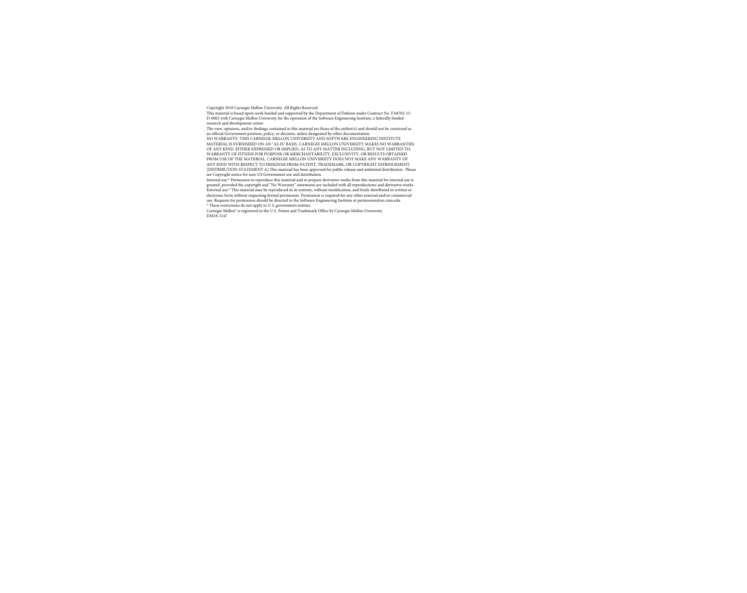Copyright 2018 Carnegie Mellon University. All Rights Reserved.

This material is based upon work funded and supported by the Department of Defense under Contract No. FA8702-15-D-0002 with Carnegie Mellon University for the operation of the Software Engineering Institute, a federally funded research and development center.

The view, opinions, and/or findings contained in this material are those of the author(s) and should not be construed as an official Government position, policy, or decision, unless designated by other documentation.

NO WARRANTY. THIS CARNEGIE MELLON UNIVERSITY AND SOFTWARE ENGINEERING INSTITUTE MATERIAL IS FURNISHED ON AN "AS-IS" BASIS. CARNEGIE MELLON UNIVERSITY MAKES NO WARRANTIES OF ANY KIND, EITHER EXPRESSED OR IMPLIED, AS TO ANY MATTER INCLUDING, BUT NOT LIMITED TO, WARRANTY OF FITNESS FOR PURPOSE OR MERCHANTABILITY, EXCLUSIVITY, OR RESULTS OBTAINED FROM USE OF THE MATERIAL. CARNEGIE MELLON UNIVERSITY DOES NOT MAKE ANY WARRANTY OF ANY KIND WITH RESPECT TO FREEDOM FROM PATENT, TRADEMARK, OR COPYRIGHT INFRINGEMENT.

[DISTRIBUTION STATEMENT A] This material has been approved for public release and unlimited distribution. Please see Copyright notice for non-US Government use and distribution.

Internal use:* Permission to reproduce this material and to prepare derivative works from this material for internal use is granted, provided the copyright and "No Warranty" statements are included with all reproductions and derivative works.

External use:* This material may be reproduced in its entirety, without modification, and freely distributed in written or electronic form without requesting formal permission. Permission is required for any other external and/or commercial use. Requests for permission should be directed to the Software Engineering Institute at permission@sei.cmu.edu.

* These restrictions do not apply to U.S. government entities.

Carnegie Mellon® is registered in the U.S. Patent and Trademark Office by Carnegie Mellon University.

DM18-1147